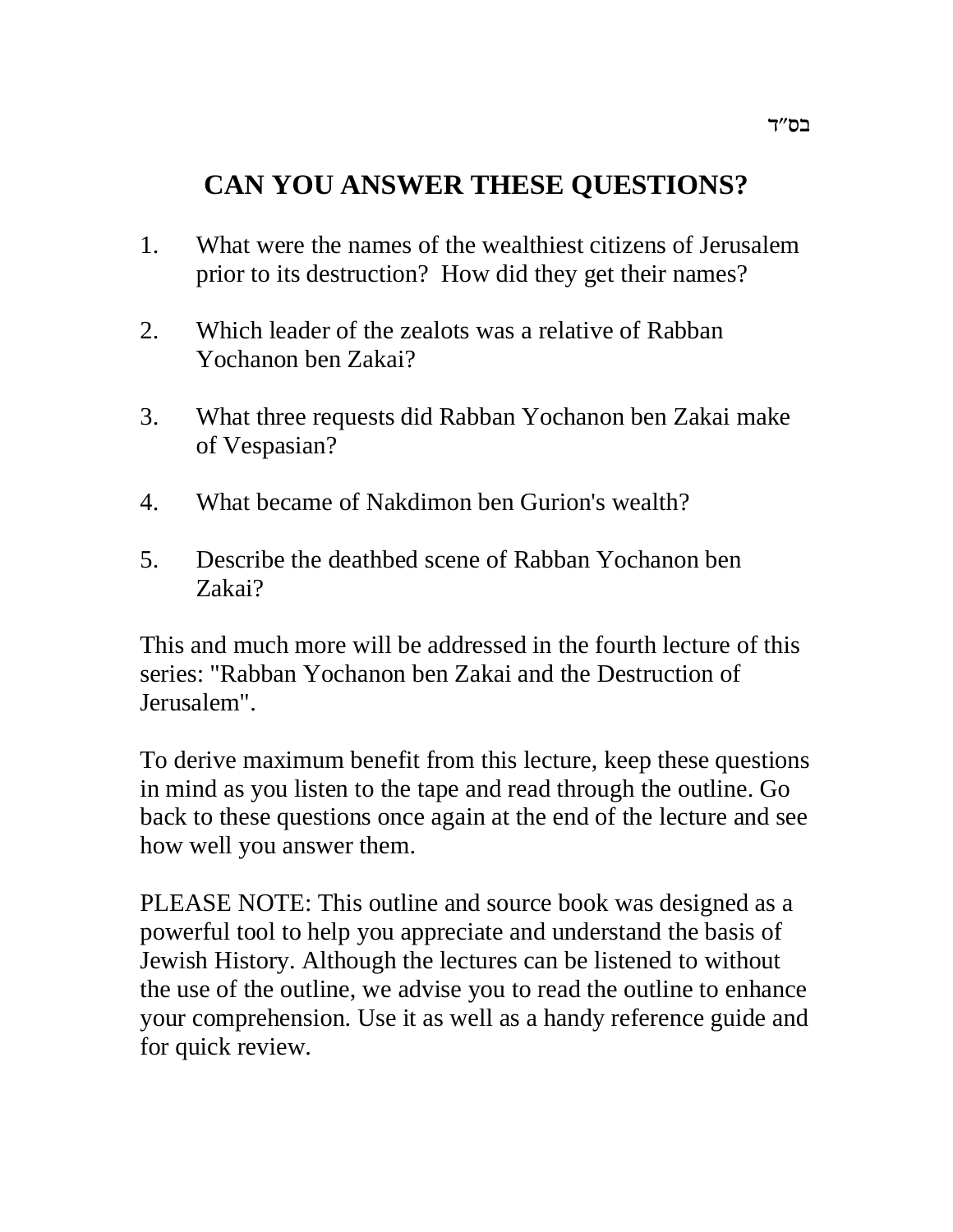בס"ד

# CAN YOU ANSWER THESE QUESTIONS?

1. What were the names of the wealthiest citizens of Jerusalem prior to its destruction? How did they get their names?

2. Which leader of the zealots was a relative of Rabban Yochanon ben Zakai?

3. What three requests did Rabban Yochanon ben Zakai make of Vespasian?

4. What became of Nakdimon ben Gurion's wealth?

5. Describe the deathbed scene of Rabban Yochanon ben Zakai?

This and much more will be addressed in the fourth lecture of this series: "Rabban Yochanon ben Zakai and the Destruction of Jerusalem".

To derive maximum benefit from this lecture, keep these questions in mind as you listen to the tape and read through the outline. Go back to these questions once again at the end of the lecture and see how well you answer them.

PLEASE NOTE: This outline and source book was designed as a powerful tool to help you appreciate and understand the basis of Jewish History. Although the lectures can be listened to without the use of the outline, we advise you to read the outline to enhance your comprehension. Use it as well as a handy reference guide and for quick review.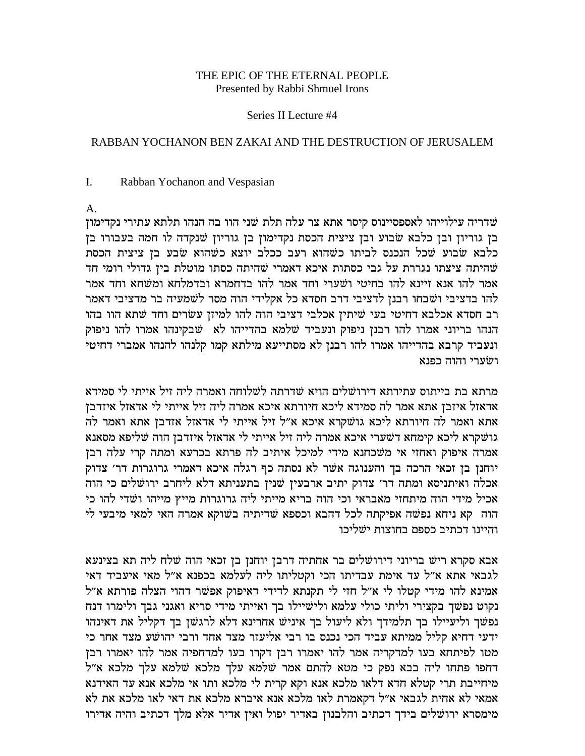THE EPIC OF THE ETERNAL PEOPLE
Presented by Rabbi Shmuel Irons

Series II Lecture #4

RABBAN YOCHANON BEN ZAKAI AND THE DESTRUCTION OF JERUSALEM

I. Rabban Yochanon and Vespasian

A.

שדריה עילוייהו לאספסיינוס קיסר אתא צר עלה תלת שני הוו בה הנהו תלתא עתירי נקדימון בן גוריון ובן כלבא שבוע ובן ציצית הכסת נקדימון בן גוריון שנקדה לו חמה בעבורו בן כלבא שבוע שכל הנכנס לביתו כשהוא רעב ככלב יוצא כשהוא שבע בן ציצית הכסת שהיתה ציצתו נגררת על גבי כסתות איכא דאמרי שהיתה כסתו מוטלת בין גדולי רומי חד אמר להו אנא זיינא להו בחיטי ושערי וחד אמר להו בדחמרא ובדמלחא ומשחא וחד אמר להו בדציבי ושבחו רבנן לדציבי דרב חסדא כל אקלידי הוה מסר לשמעיה בר מדציבי דאמר רב חסדא אכלבא דחיטי בעי שיתין אכלבי דציבי הוה להו למיזן עשרים וחד שתא הוו בהו הנהו בריוני אמרו להו רבנן ניפוק ונעביד שלמא בהדייהו לא שבקינהו אמרו להו ניפוק ונעביד קרבא בהדייהו אמרו להו רבנן לא מסתייעא מילתא קמו קלנהו להנהו אמברי דחיטי ושערי והוה כפנא

מרתא בת בייתוס עתירתא דירושלים הויא שדרתה לשלוחה ואמרה ליה זיל אייתי לי סמידא אדאזל איזבן אתא אמר לה סמידא ליכא חיורתא איכא אמרה ליה זיל אייתי לי אדאזל איזדבן אתא ואמר לה חיורתא ליכא גושקרא איכא א"ל זיל אייתי לי אדאזל אזדבן אתא ואמר לה גושקרא ליכא קימחא דשערי איכא אמרה ליה זיל אייתי לי אדאזל איזדבן הוה שליפא מסאנא אמרה איפוק ואחזי אי משכחנא מידי למיכל איתיב לה פרתא בכרעא ומתה קרי עלה רבן יוחנן בן זכאי הרכה בך והענוגה אשר לא נסתה כף רגלה איכא דאמרי גרוגרות דר' צדוק אכלה ואיתניסא ומתה דר' צדוק יתיב ארבעין שנין בתעניתא דלא ליחרב ירושלים כי הוה אכיל מידי הוה מיתחזי מאבראי וכי הוה בריא מייתי ליה גרוגרות מייץ מייהו ושדי להו כי הוה קא ניחא נפשה אפיקתה לכל דהבא וכספא שדיתיה בשוקא אמרה האי למאי מיבעי לי והיינו דכתיב כספם בחוצות ישליכו

אבא סקרא ריש בריוני דירושלים בר אחתיה דרבן יוחנן בן זכאי הוה שלח ליה תא בצינעא לגבאי אתא א"ל עד אימת עבדיתו הכי וקטליתו ליה לעלמא בכפנא א"ל מאי איעביד דאי אמינא להו מידי קטלו לי א"ל חזי לי תקנתא לדידי דאיפוק אפשר דהוי הצלה פורתא א"ל נקוט נפשך בקצירי וליתי כולי עלמא ולישיילו בך ואייתי מידי סריא ואגני גבך ולימרו דנח נפשך וליעיילו בך תלמידך ולא ליעול בך איניש אחרינא דלא לרגשן בך דקליל את דאינהו ידעי דחיא קליל ממיתא עביד הכי נכנס בו רבי אליעזר מצד אחד ורבי יהושע מצד אחר כי מטו לפיתחא בעו למדקריה אמר להו יאמרו רבן דקרו בעו למדחפיה אמר להו יאמרו רבן דחפו פתחו ליה בבא נפק כי מטא להתם אמר שלמא עלך מלכא שלמא עלך מלכא א"ל מיחייבת תרי קטלא חדא דלאו מלכא אנא וקא קרית לי מלכא ותו אי מלכא אנא עד האידנא אמאי לא אתית לגבאי א"ל דקאמרת לאו מלכא אנא איברא מלכא את דאי לאו מלכא את לא מימסרא ירושלים בידך דכתיב והלבנון באדיר יפול ואין אדיר אלא מלך דכתיב והיה אדירו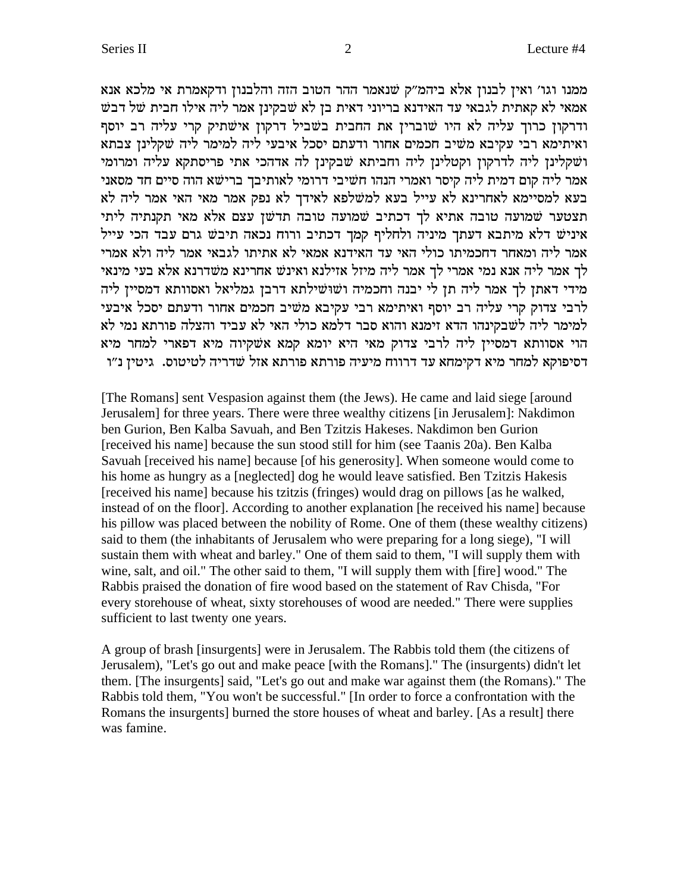ממנו וגו׳ ואין לבנון אלא ביהמ״ק שנאמר ההר הטוב הזה והלבנון ודקאמרת אי מלכא אנא אמאי לא קאתית לגבאי עד האידנא בריוני דאית בן לא שבקינן אמר ליה אילו חבית של דבש ודרקון כרוך עליה לא היו שוברין את החבית בשביל דרקון אישתיק קרי עליה רב יוסף ואיתימא רבי עקיבא משיב חכמים אחור ודעתם יסכל איבעי ליה למימר ליה שקלינן צבתא ושקלינן ליה לדרקון וקטלינן ליה וחביתא שבקינן לה אדהכי אתי פריסתקא עליה ומרומי אמר ליה קום דמית ליה קיסר ואמרי הנהו חשיבי דרומי לאותיבך ברישא הוה סיים חד מסאני בעא למסיימא לאחרינא לא עייל בעא למשלפא לאידך לא נפק אמר מאי האי אמר ליה לא תצטער שמועה טובה אתיא לך דכתיב שמועה טובה תדשן עצם אלא מאי תקנתיה ליתי איניש דלא מיתבא דעתך מיניה ולחליף קמך דכתיב ורוח נכאה תיבש גרם עבד הכי עייל אמר ליה ומאחר דחכמיתו כולי האי עד האידנא אמאי לא אתיתו לגבאי אמר ליה ולא אמרי לך אמר ליה אנא נמי אמרי לך אמר ליה מיזל אזילנא ואינש אחרינא משדרנא אלא בעי מינאי מידי דאתן לך אמר ליה תן לי יבנה וחכמיה ושושילתא דרבן גמליאל ואסוותא דמסיין ליה לרבי צדוק קרי עליה רב יוסף ואיתימא רבי עקיבא משיב חכמים אחור ודעתם יסכל איבעי למימר ליה לשבקינהו הדא זימנא והוא סבר דלמא כולי האי לא עביד והצלה פורתא נמי לא הוי אסוותא דמסיין ליה לרבי צדוק מאי היא יומא קמא אשקיוה מיא דפארי למחר מיא דסיפוקא למחר מיא דקימחא עד דרווח מיעיה פורתא פורתא אזל שדריה לטיטוס. גיטין נ״ו

[The Romans] sent Vespasion against them (the Jews). He came and laid siege [around Jerusalem] for three years. There were three wealthy citizens [in Jerusalem]: Nakdimon ben Gurion, Ben Kalba Savuah, and Ben Tzitzis Hakeses. Nakdimon ben Gurion [received his name] because the sun stood still for him (see Taanis 20a). Ben Kalba Savuah [received his name] because [of his generosity]. When someone would come to his home as hungry as a [neglected] dog he would leave satisfied. Ben Tzitzis Hakesis [received his name] because his tzitzis (fringes) would drag on pillows [as he walked, instead of on the floor]. According to another explanation [he received his name] because his pillow was placed between the nobility of Rome. One of them (these wealthy citizens) said to them (the inhabitants of Jerusalem who were preparing for a long siege), "I will sustain them with wheat and barley." One of them said to them, "I will supply them with wine, salt, and oil." The other said to them, "I will supply them with [fire] wood." The Rabbis praised the donation of fire wood based on the statement of Rav Chisda, "For every storehouse of wheat, sixty storehouses of wood are needed." There were supplies sufficient to last twenty one years.

A group of brash [insurgents] were in Jerusalem. The Rabbis told them (the citizens of Jerusalem), "Let's go out and make peace [with the Romans]." The (insurgents) didn't let them. [The insurgents] said, "Let's go out and make war against them (the Romans)." The Rabbis told them, "You won't be successful." [In order to force a confrontation with the Romans the insurgents] burned the store houses of wheat and barley. [As a result] there was famine.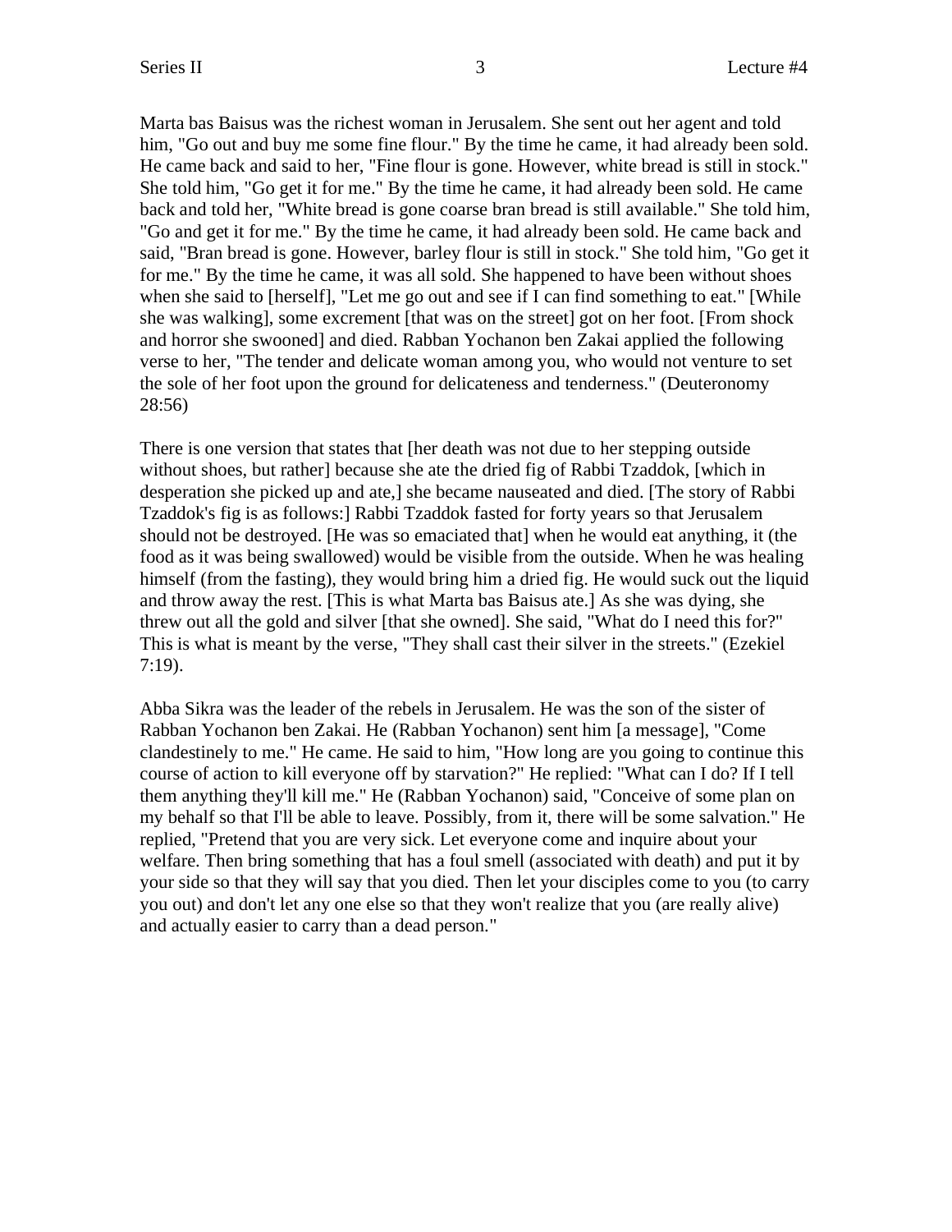Marta bas Baisus was the richest woman in Jerusalem. She sent out her agent and told him, "Go out and buy me some fine flour." By the time he came, it had already been sold. He came back and said to her, "Fine flour is gone. However, white bread is still in stock." She told him, "Go get it for me." By the time he came, it had already been sold. He came back and told her, "White bread is gone coarse bran bread is still available." She told him, "Go and get it for me." By the time he came, it had already been sold. He came back and said, "Bran bread is gone. However, barley flour is still in stock." She told him, "Go get it for me." By the time he came, it was all sold. She happened to have been without shoes when she said to [herself], "Let me go out and see if I can find something to eat." [While she was walking], some excrement [that was on the street] got on her foot. [From shock and horror she swooned] and died. Rabban Yochanon ben Zakai applied the following verse to her, "The tender and delicate woman among you, who would not venture to set the sole of her foot upon the ground for delicateness and tenderness." (Deuteronomy 28:56)

There is one version that states that [her death was not due to her stepping outside without shoes, but rather] because she ate the dried fig of Rabbi Tzaddok, [which in desperation she picked up and ate,] she became nauseated and died. [The story of Rabbi Tzaddok's fig is as follows:] Rabbi Tzaddok fasted for forty years so that Jerusalem should not be destroyed. [He was so emaciated that] when he would eat anything, it (the food as it was being swallowed) would be visible from the outside. When he was healing himself (from the fasting), they would bring him a dried fig. He would suck out the liquid and throw away the rest. [This is what Marta bas Baisus ate.] As she was dying, she threw out all the gold and silver [that she owned]. She said, "What do I need this for?" This is what is meant by the verse, "They shall cast their silver in the streets." (Ezekiel 7:19).

Abba Sikra was the leader of the rebels in Jerusalem. He was the son of the sister of Rabban Yochanon ben Zakai. He (Rabban Yochanon) sent him [a message], "Come clandestinely to me." He came. He said to him, "How long are you going to continue this course of action to kill everyone off by starvation?" He replied: "What can I do? If I tell them anything they'll kill me." He (Rabban Yochanon) said, "Conceive of some plan on my behalf so that I'll be able to leave. Possibly, from it, there will be some salvation." He replied, "Pretend that you are very sick. Let everyone come and inquire about your welfare. Then bring something that has a foul smell (associated with death) and put it by your side so that they will say that you died. Then let your disciples come to you (to carry you out) and don't let any one else so that they won't realize that you (are really alive) and actually easier to carry than a dead person."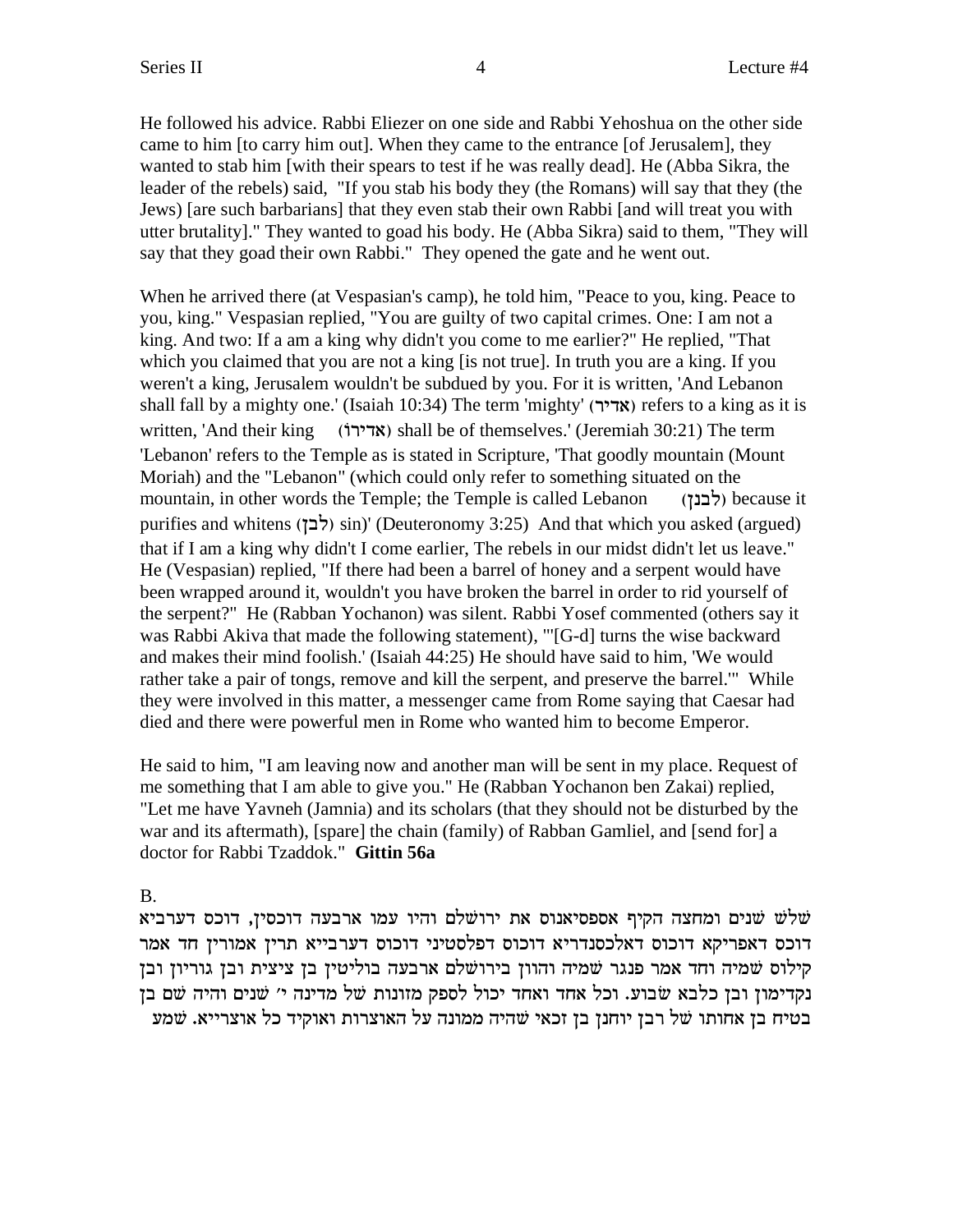He followed his advice. Rabbi Eliezer on one side and Rabbi Yehoshua on the other side came to him [to carry him out]. When they came to the entrance [of Jerusalem], they wanted to stab him [with their spears to test if he was really dead]. He (Abba Sikra, the leader of the rebels) said, "If you stab his body they (the Romans) will say that they (the Jews) [are such barbarians] that they even stab their own Rabbi [and will treat you with utter brutality]." They wanted to goad his body. He (Abba Sikra) said to them, "They will say that they goad their own Rabbi." They opened the gate and he went out.

When he arrived there (at Vespasian's camp), he told him, "Peace to you, king. Peace to you, king." Vespasian replied, "You are guilty of two capital crimes. One: I am not a king. And two: If a am a king why didn't you come to me earlier?" He replied, "That which you claimed that you are not a king [is not true]. In truth you are a king. If you weren't a king, Jerusalem wouldn't be subdued by you. For it is written, 'And Lebanon shall fall by a mighty one.' (Isaiah 10:34) The term 'mighty' (אדיר) refers to a king as it is written, 'And their king (אדירו) shall be of themselves.' (Jeremiah 30:21) The term 'Lebanon' refers to the Temple as is stated in Scripture, 'That goodly mountain (Mount Moriah) and the "Lebanon" (which could only refer to something situated on the mountain, in other words the Temple; the Temple is called Lebanon (לבנן) because it purifies and whitens (לבן) sin)' (Deuteronomy 3:25) And that which you asked (argued) that if I am a king why didn't I come earlier, The rebels in our midst didn't let us leave." He (Vespasian) replied, "If there had been a barrel of honey and a serpent would have been wrapped around it, wouldn't you have broken the barrel in order to rid yourself of the serpent?" He (Rabban Yochanon) was silent. Rabbi Yosef commented (others say it was Rabbi Akiva that made the following statement), "'[G-d] turns the wise backward and makes their mind foolish.' (Isaiah 44:25) He should have said to him, 'We would rather take a pair of tongs, remove and kill the serpent, and preserve the barrel.'" While they were involved in this matter, a messenger came from Rome saying that Caesar had died and there were powerful men in Rome who wanted him to become Emperor.

He said to him, "I am leaving now and another man will be sent in my place. Request of me something that I am able to give you." He (Rabban Yochanon ben Zakai) replied, "Let me have Yavneh (Jamnia) and its scholars (that they should not be disturbed by the war and its aftermath), [spare] the chain (family) of Rabban Gamliel, and [send for] a doctor for Rabbi Tzaddok." **Gittin 56a**

B.

שלש שנים ומחצה הקיף אספסיאנוס את ירושלם והיו עמו ארבעה דוכסין, דוכס דערביא דוכס דאפריקא דוכוס דאלכסנדריא דוכוס דפלסטיני דוכוס דערבייא תרין אמורין חד אמר קילוס שמיה וחד אמר פנגר שמיה והוון בירושלם ארבעה בוליטין בן ציצית ובן גוריון ובן נקדימון ובן כלבא שבוע. וכל אחד ואחד יכול לספק מזונות של מדינה י' שנים והיה שם בן בטיח בן אחותו של רבן יוחנן בן זכאי שהיה ממונה על האוצרות ואוקיד כל אוצרייא. שמע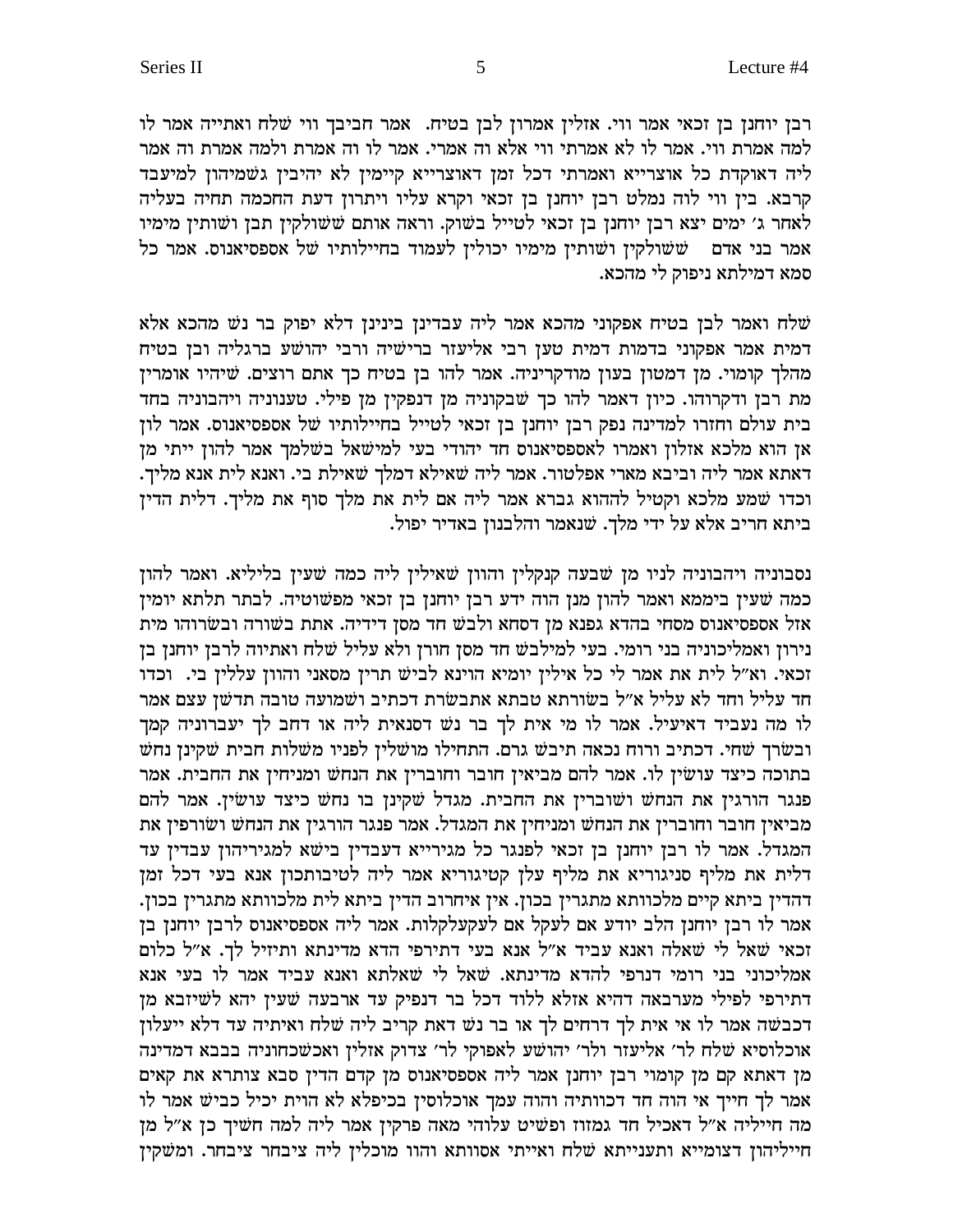רבן יוחנן בן זכאי אמר ווי. אזלין אמרון לבן בטיח. אמר חביבך ווי שלח ואתייה אמר לו למה אמרת ווי. אמר לו לא אמרתי ווי אלא וה אמרי. אמר לו וה אמרת ולמה אמרת וה אמר ליה דאוקדת כל אוצרייא ואמרתי דכל זמן דאוצרייא קיימין לא יהיבין גשמיהון למיעבד קרבא. בין ווי לוה נמלט רבן יוחנן בן זכאי וקרא עליו ויתרון דעת החכמה תחיה בעליה לאחר ג׳ ימים יצא רבן יוחנן בן זכאי לטייל בשוק. וראה אותם ששולקין תבן ושותין מימיו אמר בני אדם ששולקין ושותין מימיו יכולין לעמוד בחיילותיו של אספסיאנוס. אמר כל סמא דמילתא ניפוק לי מהכא.

שלח ואמר לבן בטיח אפקוני מהכא אמר ליה עבדינן בינינן דלא יפוק בר נש מהכא אלא דמית אמר אפקוני בדמות דמית טען רבי אליעזר ברישיה ורבי יהושע ברגליה ובן בטיח מהלך קומוי. מן דמטון בעון מודקריניה. אמר להו בן בטיח כך אתם רוצים. שיהיו אומרין מת רבן ודקרוהו. כיון דאמר להו כך שבקוניה מן דנפקין מן פילי. טענוניה ויהבוניה בחד בית עולם וחזרו למדינה נפק רבן יוחנן בן זכאי לטייל בחיילותיו של אספסיאנוס. אמר לון אן הוא מלכא אזלון ואמרו לאספסיאנוס חד יהודי בעי למישאל בשלמך אמר להון ייתי מן דאתא אמר ליה וביבא מארי אפלטור. אמר ליה שאילא דמלך שאילת בי. ואנא לית אנא מליך. וכדו שמע מלכא וקטיל לההוא גברא אמר ליה אם לית את מלך סוף את מליך. דלית הדין ביתא חריב אלא על ידי מלך. שנאמר והלבנון באדיר יפול.

נסבוניה ויהבוניה לגיו מן שבעה קנקלין והוון שאילין ליה כמה שעין בליליא. ואמר להון כמה שעין ביממא ואמר להון מנן הוה ידע רבן יוחנן בן זכאי מפשוטיה. לבתר תלתא יומין אזל אספסיאנוס מסחי בהדא גפנא מן דסחא ולבש חד מסן דידיה. אתת בשורה ובשרוהו מית נירון ואמליכוניה בני רומי. בעי למילבש חד מסן חורן ולא עליל שלח ואתיוה לרבן יוחנן בן זכאי. וא״ל לית את אמר לי כל אילין יומיא הוינא לביש תרין מסאני והוון עללין בי. וכדו חד עליל וחד לא עליל א״ל בשורתא טבתא אתבשרת דכתיב ושמועה טובה תדשן עצם אמר לו מה נעביד דאיעיל. אמר לו מי אית לך בר נש דסנאית ליה או דחב לך יעברוניה קמך ובשרך שחי. דכתיב ורוח נכאה תיבש גרם. התחילו מושלין לפניו משלות חבית שקינן נחש בתוכה כיצד עושין לו. אמר להם מביאין חובר וחוברין את הנחש ומניחין את החבית. אמר פנגר הורגין את הנחש ושוברין את החבית. מגדל שקינן בו נחש כיצד עושין. אמר להם מביאין חובר וחוברין את הנחש ומניחין את המגדל. אמר פנגר הורגין את הנחש ושורפין את המגדל. אמר לו רבן יוחנן בן זכאי לפנגר כל מגירייא דעבדין בישא למגיריהון עבדין עד דלית את מליף סניגוריא את מליף עלן קטיגוריא אמר ליה לטיבותכון אנא בעי דכל זמן דהדין ביתא קיים מלכוותא מתגרין בכון. אין איחרוב הדין ביתא לית מלכוותא מתגרין בכון. אמר לו רבן יוחנן הלב יודע אם לעקל אם לעקעלקלות. אמר ליה אספסיאנוס לרבן יוחנן בן זכאי שאל לי שאלה ואנא עביד א״ל אנא בעי דתירפי הדא מדינתא ותיזיל לך. א״ל כלום אמליכוני בני רומי דנרפי להדא מדינתא. שאל לי שאלתא ואנא עביד אמר לו בעי אנא דתירפי לפילי מערבאה דהיא אזלא ללוד דכל בר דנפיק עד ארבעה שעין יהא לשיזבא מן דכבשה אמר לו אי אית לך דרחים לך או בר נש דאת קריב ליה שלח ואיתיה עד דלא ייעלון אוכלוסיא שלח לר׳ אליעזר ולר׳ יהושע לאפוקי לר׳ צדוק אזלין ואשכחוניה בבבא דמדינה מן דאתא קם מן קומוי רבן יוחנן אמר ליה אספסיאנוס מן קדם הדין סבא צותרא את קאים אמר לך חייך אי הוה חד דכוותיה והוה עמך אוכלוסין בכיפלא לא הוית יכיל כביש אמר לו מה חייליה א״ל דאכיל חד גמזוז ופשיט עלוהי מאה פרקין אמר ליה למה חשיך כן א״ל מן חייליהון דצומייא ותענייתא שלח ואייתי אסוותא והוו מוכלין ליה ציבחר ציבחר. ומשקין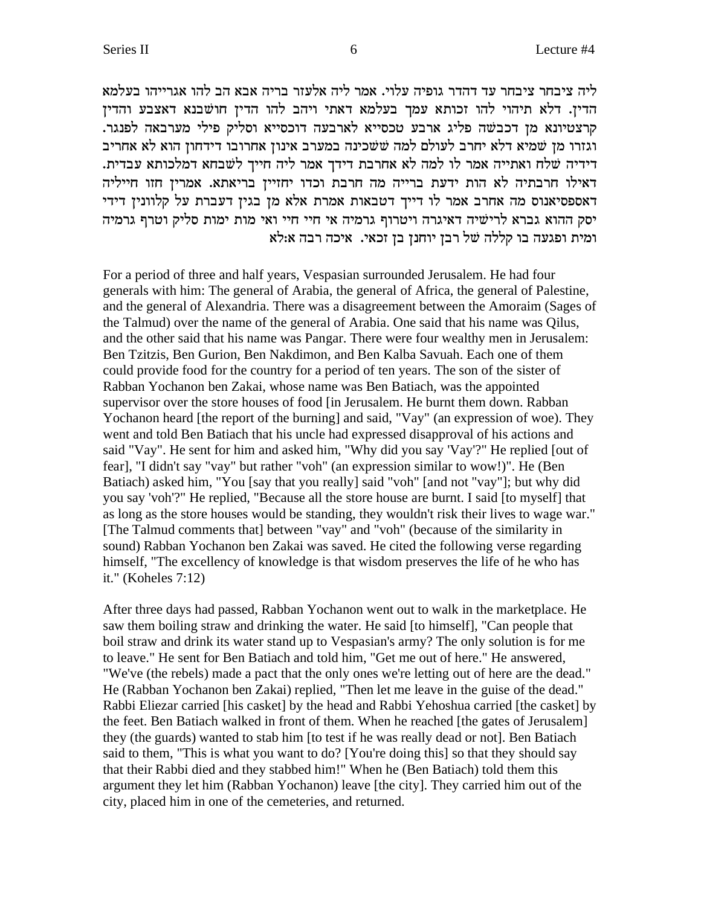ליה ציבחר ציבחר עד דהדר גופיה עלוי. אמר ליה אלעזר בריה אבא הב להו אגרייהו בעלמא הדין. דלא תיהוי להו זכותא עמך בעלמא דאתי ויהב להו הדין חושבנא דאצבע והדין קרצטיונא מן דכבשה פליג ארבע טכסייא לארבעה דוכסייא וסליק פילי מערבאה לפנגר. וגזרו מן שמיא דלא יחרב לעולם למה ששכינה במערב אינון אחרובו דידחון הוא לא אחריב דידיה שלח ואתייה אמר לו למה לא אחרבת דידך אמר ליה חייך לשבחא דמלכותא עבדית. דאילו חרבתיה לא הות ידעת ברייה מה חרבת וכדו יחזיין בריאתא. אמרין חזו חייליה דאספסיאנוס מה אחרב אמר לו דייך דטבאות אמרת אלא מן בגין דעברת על קלוונין דידי יסק ההוא גברא לרישיה דאיגרה ויטרוף גרמיה אי חיי חיי ואי מות ימות סליק וטרף גרמיה ומית ופגעה בו קללה של רבן יוחנן בן זכאי. איכה רבה א:לא

For a period of three and half years, Vespasian surrounded Jerusalem. He had four generals with him: The general of Arabia, the general of Africa, the general of Palestine, and the general of Alexandria. There was a disagreement between the Amoraim (Sages of the Talmud) over the name of the general of Arabia. One said that his name was Qilus, and the other said that his name was Pangar. There were four wealthy men in Jerusalem: Ben Tzitzis, Ben Gurion, Ben Nakdimon, and Ben Kalba Savuah. Each one of them could provide food for the country for a period of ten years. The son of the sister of Rabban Yochanon ben Zakai, whose name was Ben Batiach, was the appointed supervisor over the store houses of food [in Jerusalem. He burnt them down. Rabban Yochanon heard [the report of the burning] and said, "Vay" (an expression of woe). They went and told Ben Batiach that his uncle had expressed disapproval of his actions and said "Vay". He sent for him and asked him, "Why did you say 'Vay'?" He replied [out of fear], "I didn't say "vay" but rather "voh" (an expression similar to wow!)". He (Ben Batiach) asked him, "You [say that you really] said "voh" [and not "vay"]; but why did you say 'voh'?" He replied, "Because all the store house are burnt. I said [to myself] that as long as the store houses would be standing, they wouldn't risk their lives to wage war." [The Talmud comments that] between "vay" and "voh" (because of the similarity in sound) Rabban Yochanon ben Zakai was saved. He cited the following verse regarding himself, "The excellency of knowledge is that wisdom preserves the life of he who has it." (Koheles 7:12)

After three days had passed, Rabban Yochanon went out to walk in the marketplace. He saw them boiling straw and drinking the water. He said [to himself], "Can people that boil straw and drink its water stand up to Vespasian's army? The only solution is for me to leave." He sent for Ben Batiach and told him, "Get me out of here." He answered, "We've (the rebels) made a pact that the only ones we're letting out of here are the dead." He (Rabban Yochanon ben Zakai) replied, "Then let me leave in the guise of the dead." Rabbi Eliezar carried [his casket] by the head and Rabbi Yehoshua carried [the casket] by the feet. Ben Batiach walked in front of them. When he reached [the gates of Jerusalem] they (the guards) wanted to stab him [to test if he was really dead or not]. Ben Batiach said to them, "This is what you want to do? [You're doing this] so that they should say that their Rabbi died and they stabbed him!" When he (Ben Batiach) told them this argument they let him (Rabban Yochanon) leave [the city]. They carried him out of the city, placed him in one of the cemeteries, and returned.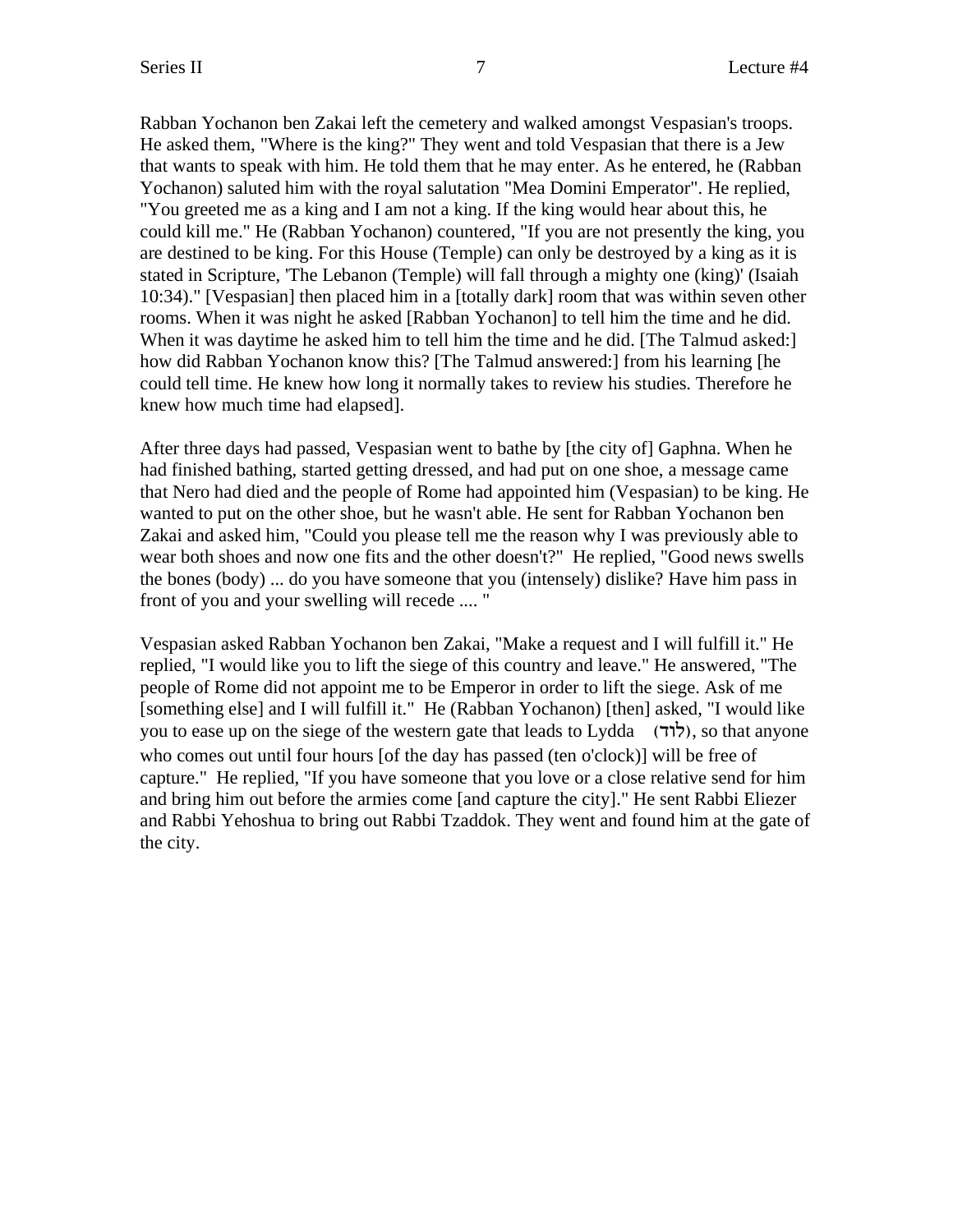Rabban Yochanon ben Zakai left the cemetery and walked amongst Vespasian's troops. He asked them, "Where is the king?" They went and told Vespasian that there is a Jew that wants to speak with him. He told them that he may enter. As he entered, he (Rabban Yochanon) saluted him with the royal salutation "Mea Domini Emperator". He replied, "You greeted me as a king and I am not a king. If the king would hear about this, he could kill me." He (Rabban Yochanon) countered, "If you are not presently the king, you are destined to be king. For this House (Temple) can only be destroyed by a king as it is stated in Scripture, 'The Lebanon (Temple) will fall through a mighty one (king)' (Isaiah 10:34)." [Vespasian] then placed him in a [totally dark] room that was within seven other rooms. When it was night he asked [Rabban Yochanon] to tell him the time and he did. When it was daytime he asked him to tell him the time and he did. [The Talmud asked:] how did Rabban Yochanon know this? [The Talmud answered:] from his learning [he could tell time. He knew how long it normally takes to review his studies. Therefore he knew how much time had elapsed].

After three days had passed, Vespasian went to bathe by [the city of] Gaphna. When he had finished bathing, started getting dressed, and had put on one shoe, a message came that Nero had died and the people of Rome had appointed him (Vespasian) to be king. He wanted to put on the other shoe, but he wasn't able. He sent for Rabban Yochanon ben Zakai and asked him, "Could you please tell me the reason why I was previously able to wear both shoes and now one fits and the other doesn't?" He replied, "Good news swells the bones (body) ... do you have someone that you (intensely) dislike? Have him pass in front of you and your swelling will recede .... "

Vespasian asked Rabban Yochanon ben Zakai, "Make a request and I will fulfill it." He replied, "I would like you to lift the siege of this country and leave." He answered, "The people of Rome did not appoint me to be Emperor in order to lift the siege. Ask of me [something else] and I will fulfill it." He (Rabban Yochanon) [then] asked, "I would like you to ease up on the siege of the western gate that leads to Lydda (לוד), so that anyone who comes out until four hours [of the day has passed (ten o'clock)] will be free of capture." He replied, "If you have someone that you love or a close relative send for him and bring him out before the armies come [and capture the city]." He sent Rabbi Eliezer and Rabbi Yehoshua to bring out Rabbi Tzaddok. They went and found him at the gate of the city.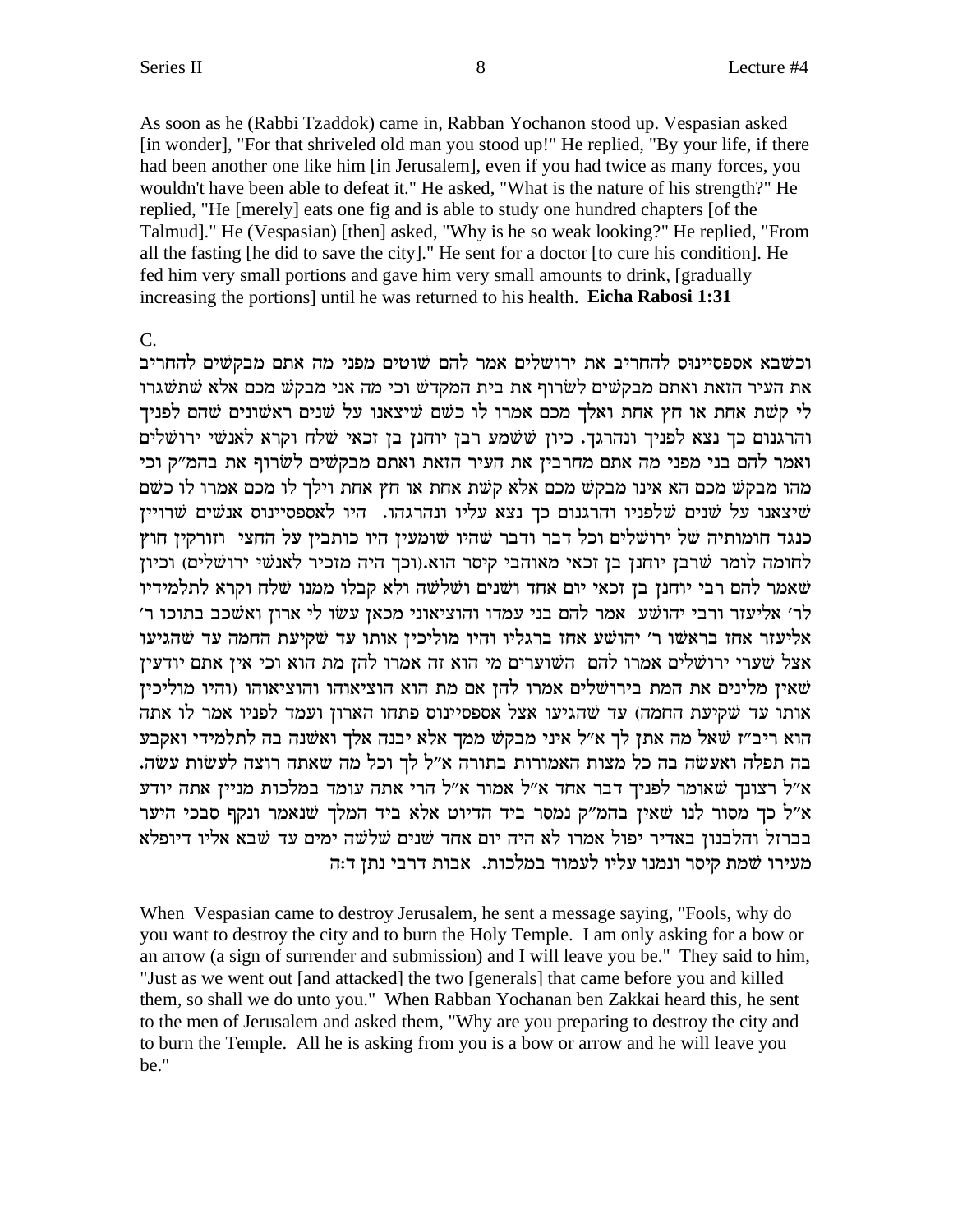As soon as he (Rabbi Tzaddok) came in, Rabban Yochonon stood up. Vespasian asked [in wonder], "For that shriveled old man you stood up!" He replied, "By your life, if there had been another one like him [in Jerusalem], even if you had twice as many forces, you wouldn't have been able to defeat it." He asked, "What is the nature of his strength?" He replied, "He [merely] eats one fig and is able to study one hundred chapters [of the Talmud]." He (Vespasian) [then] asked, "Why is he so weak looking?" He replied, "From all the fasting [he did to save the city]." He sent for a doctor [to cure his condition]. He fed him very small portions and gave him very small amounts to drink, [gradually increasing the portions] until he was returned to his health. **Eicha Rabosi 1:31**

C.

וכשבא אספסיינוס להחריב את ירושלים אמר להם שוטים מפני מה אתם מבקשים להחריב את העיר הזאת ואתם מבקשים לשרוף את בית המקדש וכי מה אני מבקש מכם אלא שתשגרו לי קשת אחת או חץ אחת ואלך מכם אמרו לו כשם שיצאנו על שנים ראשונים שהם לפניך והרגנום כך נצא לפניך ונהרגך. כיון ששמע רבן יוחנן בן זכאי שלח וקרא לאנשי ירושלים ואמר להם בני מפני מה אתם מחריבין את העיר הזאת ואתם מבקשים לשרוף את בהמ"ק וכי מהו מבקש מכם הא אינו מבקש מכם אלא קשת אחת או חץ אחת וילך לו מכם אמרו לו כשם שיצאנו על שנים שלפניו והרגנום כך נצא עליו ונהרגהו. היו לאספסיינוס אנשים שרויין כנגד חומותיה של ירושלים וכל דבר ודבר שהיו שומעין היו כותבין על החצי וזורקין חוץ לחומה לומר שרבן יוחנן בן זכאי מאוהבי קיסר הוא.(וכך היה מזכיר לאנשי ירושלים) וכיון שאמר להם רבי יוחנן בן זכאי יום אחד ושנים ושלשה ולא קבלו ממנו שלח וקרא לתלמידיו לר' אליעזר ורבי יהושע אמר להם בני עמדו והוציאוני מכאן עשו לי ארון ואשכב בתוכו ר' אליעזר אחז בראשו ר' יהושע אחז ברגליו והיו מוליכין אותו עד שקיעת החמה עד שהגיעו אצל שערי ירושלים השוערים אמרו להם מי הוא זה אמרו להן מת הוא וכי אין אתם יודעין שאין מלינים את המת בירושלים אמרו להן אם מת הוא הוציאוהו והוציאוהו (והיו מוליכין אותו עד שקיעת החמה) עד שהגיעו אצל אספסיינוס פתחו הארון ועמד לפניו אמר לו אתה הוא ריב"ז שאל מה אתן לך א"ל איני מבקש ממך אלא יבנה אלך ואשנה בה לתלמידי ואקבע בה תפלה ואעשה בה כל מצות האמורות בתורה א"ל לך וכל מה שאתה רוצה לעשות עשה. א"ל רצונך שאומר לפניך דבר אחד א"ל אמור א"ל הרי אתה עומד במלכות מניין אתה יודע א"ל כך מסור לנו שאין בהמ"ק נמסר ביד הדיוט אלא ביד המלך שנאמר ונקף סבכי היער בברזל והלבנון באדיר יפול אמרו לא היה יום אחד שנים שלשה ימים עד שבא אליו דיופלא מעירו שמת קיסר ונמנו עליו לעמוד במלכות. אבות דרבי נתן ד:ה

When Vespasian came to destroy Jerusalem, he sent a message saying, "Fools, why do you want to destroy the city and to burn the Holy Temple. I am only asking for a bow or an arrow (a sign of surrender and submission) and I will leave you be." They said to him, "Just as we went out [and attacked] the two [generals] that came before you and killed them, so shall we do unto you." When Rabban Yochanan ben Zakkai heard this, he sent to the men of Jerusalem and asked them, "Why are you preparing to destroy the city and to burn the Temple. All he is asking from you is a bow or arrow and he will leave you be."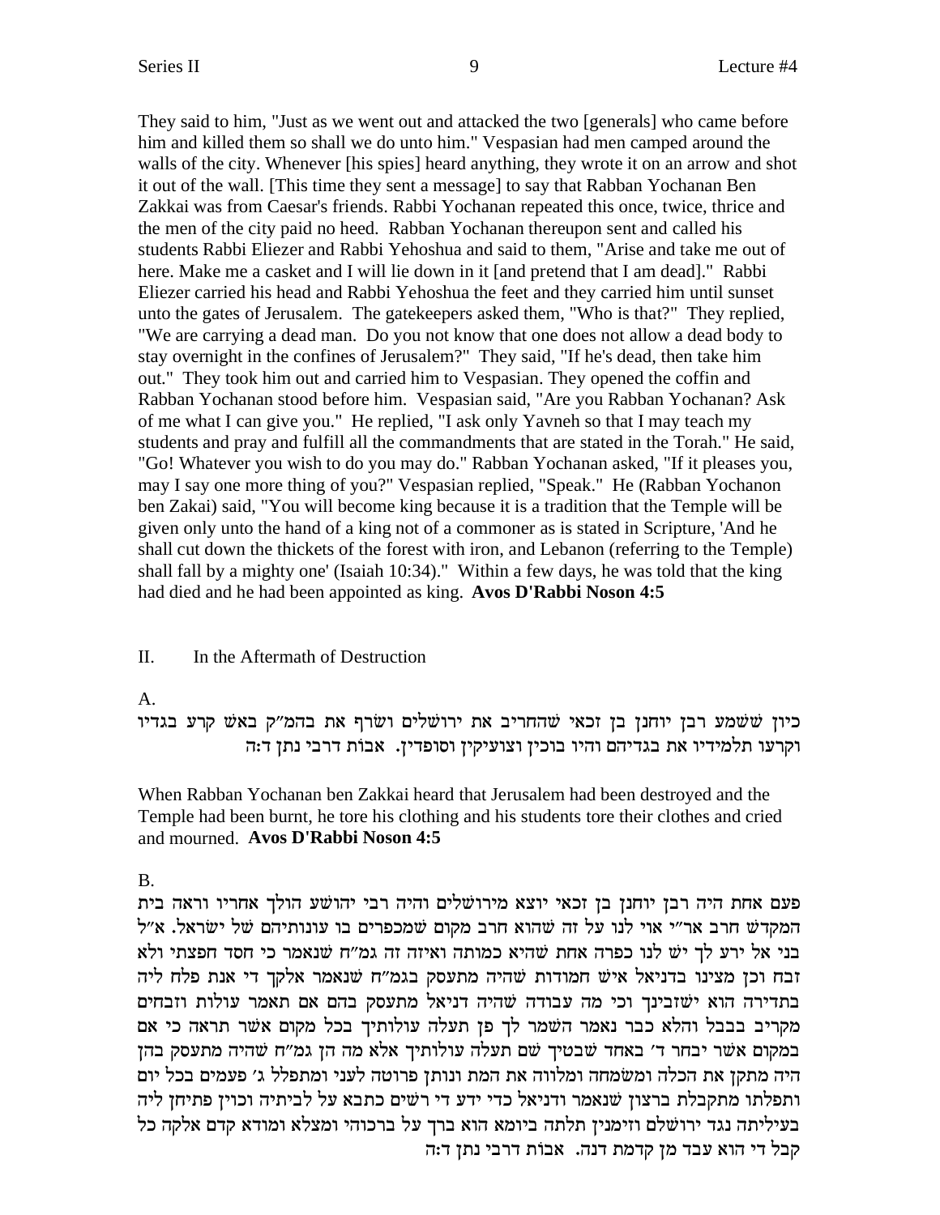They said to him, "Just as we went out and attacked the two [generals] who came before him and killed them so shall we do unto him." Vespasian had men camped around the walls of the city. Whenever [his spies] heard anything, they wrote it on an arrow and shot it out of the wall. [This time they sent a message] to say that Rabban Yochanan Ben Zakkai was from Caesar's friends. Rabbi Yochanan repeated this once, twice, thrice and the men of the city paid no heed. Rabban Yochanan thereupon sent and called his students Rabbi Eliezer and Rabbi Yehoshua and said to them, "Arise and take me out of here. Make me a casket and I will lie down in it [and pretend that I am dead]." Rabbi Eliezer carried his head and Rabbi Yehoshua the feet and they carried him until sunset unto the gates of Jerusalem. The gatekeepers asked them, "Who is that?" They replied, "We are carrying a dead man. Do you not know that one does not allow a dead body to stay overnight in the confines of Jerusalem?" They said, "If he's dead, then take him out." They took him out and carried him to Vespasian. They opened the coffin and Rabban Yochanan stood before him. Vespasian said, "Are you Rabban Yochanan? Ask of me what I can give you." He replied, "I ask only Yavneh so that I may teach my students and pray and fulfill all the commandments that are stated in the Torah." He said, "Go! Whatever you wish to do you may do." Rabban Yochanan asked, "If it pleases you, may I say one more thing of you?" Vespasian replied, "Speak." He (Rabban Yochanon ben Zakai) said, "You will become king because it is a tradition that the Temple will be given only unto the hand of a king not of a commoner as is stated in Scripture, 'And he shall cut down the thickets of the forest with iron, and Lebanon (referring to the Temple) shall fall by a mighty one' (Isaiah 10:34)." Within a few days, he was told that the king had died and he had been appointed as king. **Avos D'Rabbi Noson 4:5**

II. In the Aftermath of Destruction

A.

כיון ששמע רבן יוחנן בן זכאי שהחריב את ירושלים ושרף את בהמ"ק באש קרע בגדיו וקרעו תלמידיו את בגדיהם והיו בוכין וצועקין וסופדין. אבות דרבי נתן ד:ה

When Rabban Yochanan ben Zakkai heard that Jerusalem had been destroyed and the Temple had been burnt, he tore his clothing and his students tore their clothes and cried and mourned. **Avos D'Rabbi Noson 4:5**

B.

פעם אחת היה רבן יוחנן בן זכאי יוצא מירושלים והיה רבי יהושע הולך אחריו וראה בית המקדש חרב אר"י אוי לנו על זה שהוא חרב מקום שמכפרים בו עונותיהם של ישראל. א"ל בני אל ירע לך יש לנו כפרה אחת שהיא כמותה ואיזה זה גמ"ח שנאמר כי חסד חפצתי ולא זבח וכן מצינו בדניאל איש חמודות שהיה מתעסק בגמ"ח שנאמר אלקך די אנת פלח ליה בתדירה הוא ישזבינך וכי מה עבודה שהיה דניאל מתעסק בהם אם תאמר עולות וזבחים מקריב בבבל והלא כבר נאמר השמר לך פן תעלה עולותיך בכל מקום אשר תראה כי אם במקום אשר יבחר ד' באחד שבטיך שם תעלה עולותיך אלא מה הן גמ"ח שהיה מתעסק בהן היה מתקן את הכלה ומשמחה ומלווה את המת ונותן פרוטה לעני ומתפלל ג' פעמים בכל יום ותפלתו מתקבלת ברצון שנאמר ודניאל כדי ידע די רשים כתבא על לביתיה וכוין פתיחן ליה בעיליתה נגד ירושלם וזימנין תלתה ביומא הוא ברך על ברכוהי ומצלא ומודא קדם אלקה כל קבל די הוא עבד מן קדמת דנה. אבות דרבי נתן ד:ה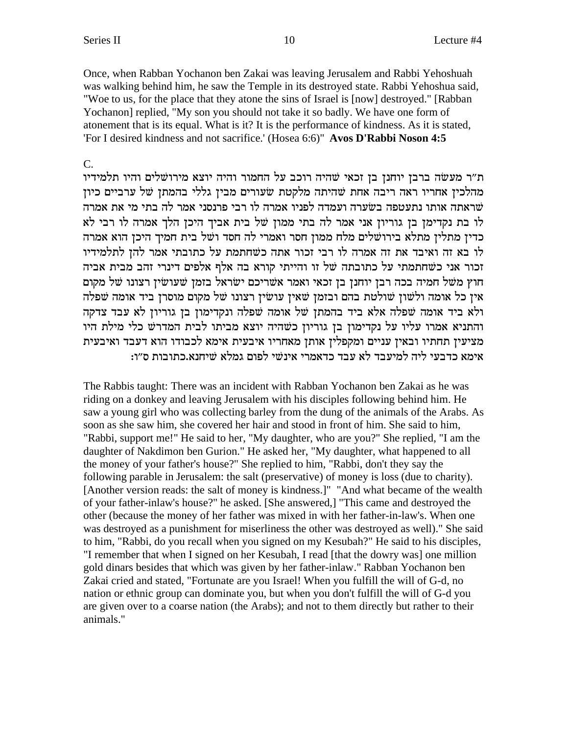Once, when Rabban Yochanon ben Zakai was leaving Jerusalem and Rabbi Yehoshuah was walking behind him, he saw the Temple in its destroyed state. Rabbi Yehoshua said, "Woe to us, for the place that they atone the sins of Israel is [now] destroyed." [Rabban Yochanon] replied, "My son you should not take it so badly. We have one form of atonement that is its equal. What is it? It is the performance of kindness. As it is stated, 'For I desired kindness and not sacrifice.' (Hosea 6:6)" **Avos D'Rabbi Noson 4:5**

C.

ת"ר מעשה ברבן יוחנן בן זכאי שהיה רוכב על החמור והיה יוצא מירושלים והיו תלמידיו מהלכין אחריו ראה ריבה אחת שהיתה מלקטת שעורים מבין גללי בהמתן של ערביים כיון שראתה אותו נתעטפה בשערה ועמדה לפניו אמרה לו רבי פרנסני אמר לה בתי מי את אמרה לו בת נקדימון בן גוריון אני אמר לה בתי ממון של בית אביך היכן הלך אמרה לו רבי לא כדין מתלין מתלא בירושלים מלח ממון חסר ואמרי לה חסד ושל בית חמיך היכן הוא אמרה לו בא זה ואיבד את זה אמרה לו רבי זכור אתה כשחתמת על כתובתי אמר להן לתלמידיו זכור אני כשחתמתי על כתובתה של זו והייתי קורא בה אלף אלפים דינרי זהב מבית אביה חוץ משל חמיה בכה רבן יוחנן בן זכאי ואמר אשריכם ישראל בזמן שעושין רצונו של מקום אין כל אומה ולשון שולטת בהם ובזמן שאין עושין רצונו של מקום מוסרן ביד אומה שפלה ולא ביד אומה שפלה אלא ביד בהמתן של אומה שפלה ונקדימון בן גוריון לא עבד צדקה והתניא אמרו עליו על נקדימון בן גוריון כשהיה יוצא מביתו לבית המדרש כלי מילת היו מציעין תחתיו ובאין עניים ומקפלין אותן מאחריו איבעית אימא לכבודו הוא דעבד ואיבעית אימא כדבעי ליה למיעבד לא עבד כדאמרי אינשי לפום גמלא שיחנא. כתובות ס"ו:

The Rabbis taught: There was an incident with Rabban Yochanon ben Zakai as he was riding on a donkey and leaving Jerusalem with his disciples following behind him. He saw a young girl who was collecting barley from the dung of the animals of the Arabs. As soon as she saw him, she covered her hair and stood in front of him. She said to him, "Rabbi, support me!" He said to her, "My daughter, who are you?" She replied, "I am the daughter of Nakdimon ben Gurion." He asked her, "My daughter, what happened to all the money of your father's house?" She replied to him, "Rabbi, don't they say the following parable in Jerusalem: the salt (preservative) of money is loss (due to charity). [Another version reads: the salt of money is kindness.]" "And what became of the wealth of your father-inlaw's house?" he asked. [She answered,] "This came and destroyed the other (because the money of her father was mixed in with her father-in-law's. When one was destroyed as a punishment for miserliness the other was destroyed as well)." She said to him, "Rabbi, do you recall when you signed on my Kesubah?" He said to his disciples, "I remember that when I signed on her Kesubah, I read [that the dowry was] one million gold dinars besides that which was given by her father-inlaw." Rabban Yochanon ben Zakai cried and stated, "Fortunate are you Israel! When you fulfill the will of G-d, no nation or ethnic group can dominate you, but when you don't fulfill the will of G-d you are given over to a coarse nation (the Arabs); and not to them directly but rather to their animals."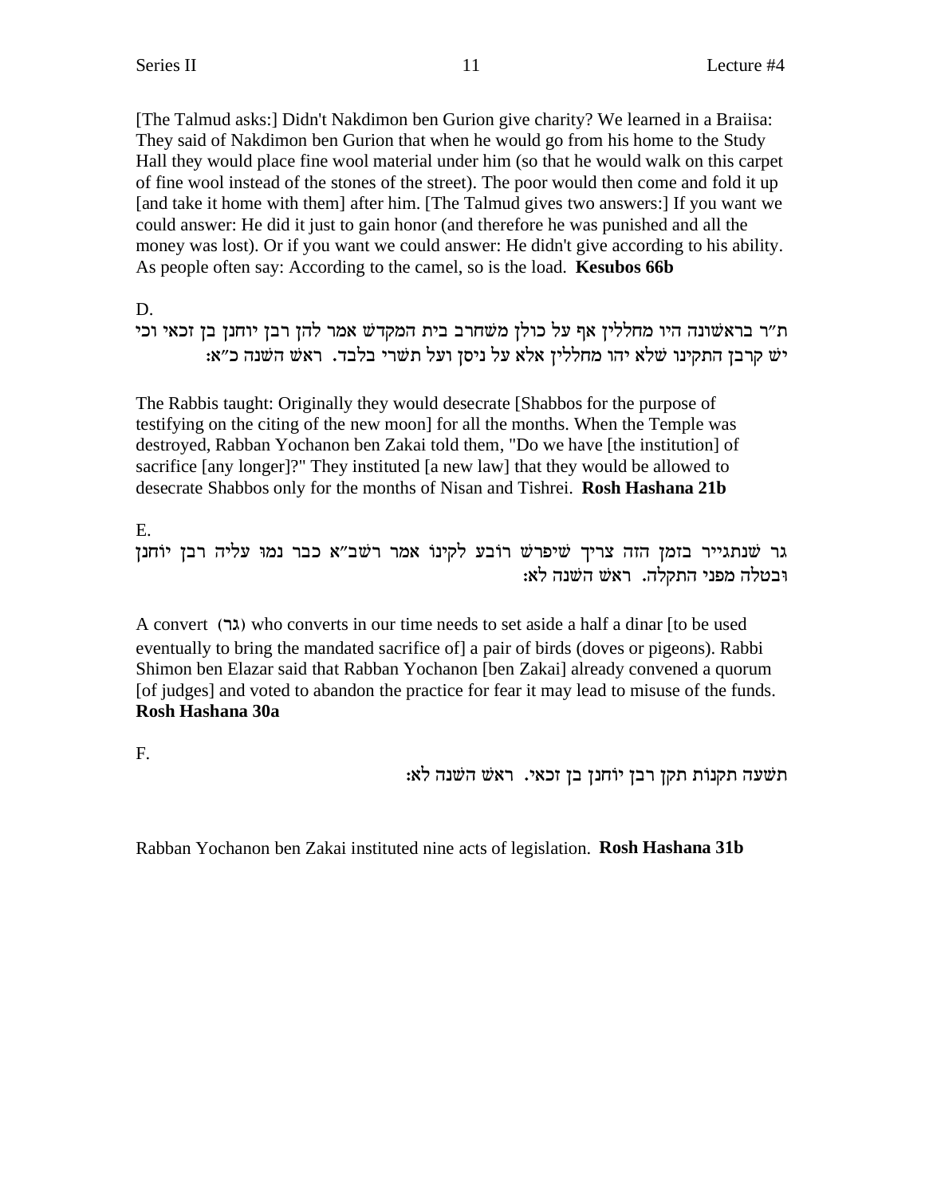[The Talmud asks:] Didn't Nakdimon ben Gurion give charity? We learned in a Braiisa: They said of Nakdimon ben Gurion that when he would go from his home to the Study Hall they would place fine wool material under him (so that he would walk on this carpet of fine wool instead of the stones of the street). The poor would then come and fold it up [and take it home with them] after him. [The Talmud gives two answers:] If you want we could answer: He did it just to gain honor (and therefore he was punished and all the money was lost). Or if you want we could answer: He didn't give according to his ability. As people often say: According to the camel, so is the load. **Kesubos 66b**

D.

ת"ר בראשונה היו מחללין אף על כולן משחרב בית המקדש אמר להן רבן יוחנן בן זכאי וכי יש קרבן התקינו שלא יהו מחללין אלא על ניסן ועל תשרי בלבד. ראש השנה כ"א:

The Rabbis taught: Originally they would desecrate [Shabbos for the purpose of testifying on the citing of the new moon] for all the months. When the Temple was destroyed, Rabban Yochanon ben Zakai told them, "Do we have [the institution] of sacrifice [any longer]?" They instituted [a new law] that they would be allowed to desecrate Shabbos only for the months of Nisan and Tishrei. **Rosh Hashana 21b**

E.

גר שנתגייר בזמן הזה צריך שיפרש רובע לקינו אמר רשב"א כבר נמו עליה רבן יוחנן ובטלה מפני התקלה. ראש השנה לא:

A convert (גר) who converts in our time needs to set aside a half a dinar [to be used eventually to bring the mandated sacrifice of] a pair of birds (doves or pigeons). Rabbi Shimon ben Elazar said that Rabban Yochanon [ben Zakai] already convened a quorum [of judges] and voted to abandon the practice for fear it may lead to misuse of the funds. **Rosh Hashana 30a**

F.

תשעה תקנות תקן רבן יוחנן בן זכאי. ראש השנה לא:

Rabban Yochanon ben Zakai instituted nine acts of legislation. **Rosh Hashana 31b**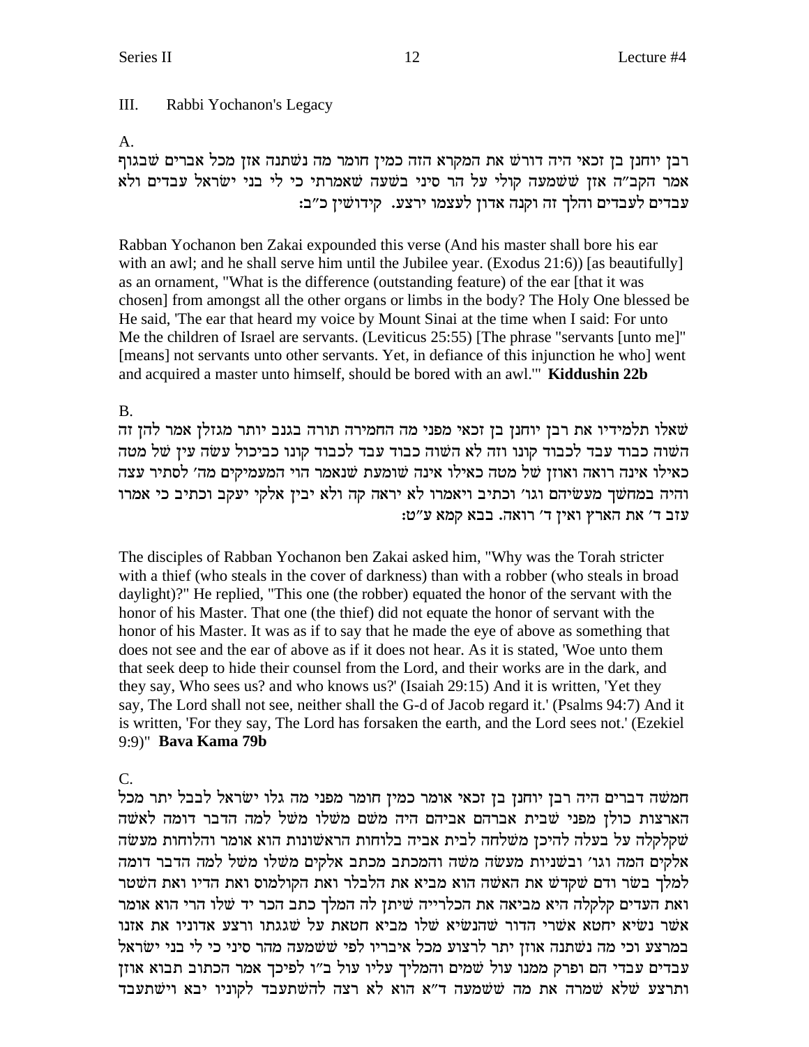## III. Rabbi Yochanon's Legacy

A.

רבן יוחנן בן זכאי היה דורש את המקרא הזה כמין חומר מה נשתנה אזן מכל אברים שבגוף אמר הקב"ה אזן ששמעה קולי על הר סיני בשעה שאמרתי כי לי בני ישראל עבדים ולא עבדים לעבדים והלך זה וקנה אדון לעצמו ירצע. קידושין כ"ב:

Rabban Yochanon ben Zakai expounded this verse (And his master shall bore his ear with an awl; and he shall serve him until the Jubilee year. (Exodus 21:6)) [as beautifully] as an ornament, "What is the difference (outstanding feature) of the ear [that it was chosen] from amongst all the other organs or limbs in the body? The Holy One blessed be He said, 'The ear that heard my voice by Mount Sinai at the time when I said: For unto Me the children of Israel are servants. (Leviticus 25:55) [The phrase "servants [unto me]" [means] not servants unto other servants. Yet, in defiance of this injunction he who] went and acquired a master unto himself, should be bored with an awl.'" **Kiddushin 22b**

B.

שאלו תלמידיו את רבן יוחנן בן זכאי מפני מה החמירה תורה בגנב יותר מגזלן אמר להן זה השוה כבוד עבד לכבוד קונו וזה לא השוה כבוד עבד לכבוד קונו כביכול עשה עין של מטה כאילו אינה רואה ואוזן של מטה כאילו אינה שומעת שנאמר הוי המעמיקים מה' לסתיר עצה והיה במחשך מעשיהם וגו' וכתיב ויאמרו לא יראה קה ולא יבין אלקי יעקב וכתיב כי אמרו עזב ד' את הארץ ואין ד' רואה. בבא קמא ע"ט:

The disciples of Rabban Yochanon ben Zakai asked him, "Why was the Torah stricter with a thief (who steals in the cover of darkness) than with a robber (who steals in broad daylight)?" He replied, "This one (the robber) equated the honor of the servant with the honor of his Master. That one (the thief) did not equate the honor of servant with the honor of his Master. It was as if to say that he made the eye of above as something that does not see and the ear of above as if it does not hear. As it is stated, 'Woe unto them that seek deep to hide their counsel from the Lord, and their works are in the dark, and they say, Who sees us? and who knows us?' (Isaiah 29:15) And it is written, 'Yet they say, The Lord shall not see, neither shall the G-d of Jacob regard it.' (Psalms 94:7) And it is written, 'For they say, The Lord has forsaken the earth, and the Lord sees not.' (Ezekiel 9:9)" **Bava Kama 79b**

C.

חמשה דברים היה רבן יוחנן בן זכאי אומר כמין חומר מפני מה גלו ישראל לבבל יתר מכל הארצות כולן מפני שבית אברהם אביהם היה משם משלו משל למה הדבר דומה לאשה שקלקלה על בעלה להיכן משלחה לבית אביה בלוחות הראשונות הוא אומר והלוחות מעשה אלקים המה וגו' ובשניות מעשה משה והמכתב מכתב אלקים משלו משל למה הדבר דומה למלך בשר ודם שקדש את האשה הוא מביא את הלבלר ואת הקולמוס ואת הדיו ואת השטר ואת העדים קלקלה היא מביאה את הכלרייה שיתן לה המלך כתב הכר יד שלו הרי הוא אומר אשר נשיא יחטא אשרי הדור שהנשיא שלו מביא חטאת על שגגתו ורצע אדוניו את אזנו במרצע וכי מה נשתנה אוזן יתר לרצוע מכל איבריו לפי ששמעה מהר סיני כי לי בני ישראל עבדי הם ופרק ממנו עול שמים והמליך עליו עול ב"ו לפיכך אמר הכתוב תבוא אוזן ותרצע שלא שמרה את מה ששמעה ד"א הוא לא רצה להשתעבד לקוניו יבא וישתעבד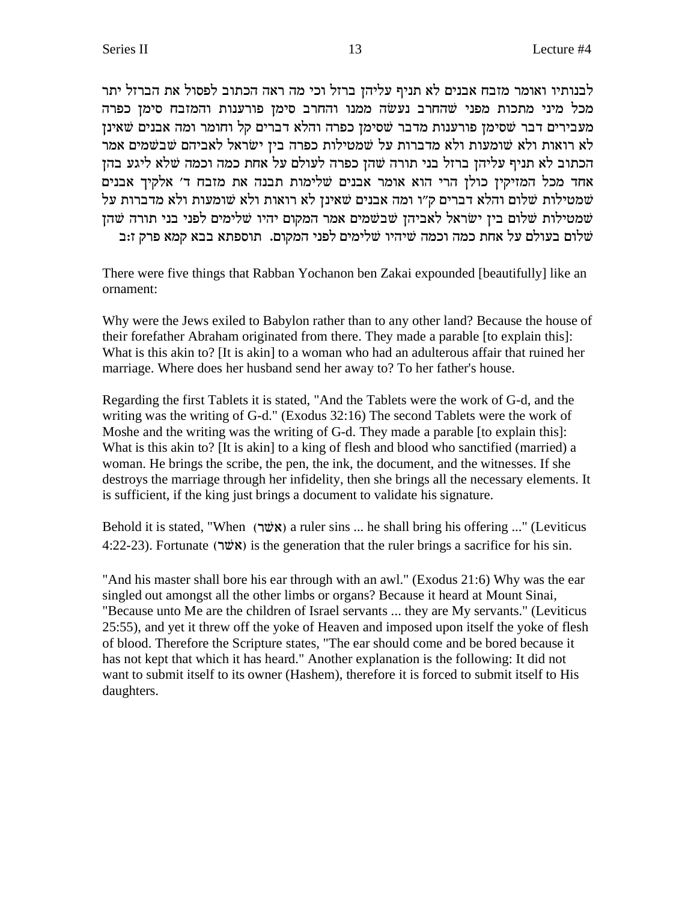לבנותיו ואומר מזבח אבנים לא תניף עליהן ברזל וכי מה ראה הכתוב לפסול את הברזל יתר מכל מיני מתכות מפני שהחרב נעשה ממנו והחרב סימן פורענות והמזבח סימן כפרה מעבירים דבר שסימן פורענות מדבר שסימן כפרה והלא דברים קל וחומר ומה אבנים שאינן לא רואות ולא שומעות ולא מדברות על שמטילות כפרה בין ישראל לאביהם שבשמים אמר הכתוב לא תניף עליהן ברזל בני תורה שהן כפרה לעולם על אחת כמה וכמה שלא ליגע בהן אחד מכל המזיקין כולן הרי הוא אומר אבנים שלימות תבנה את מזבח ד׳ אלקיך אבנים שמטילות שלום והלא דברים ק״ו ומה אבנים שאינן לא רואות ולא שומעות ולא מדברות על שמטילות שלום בין ישראל לאביהן שבשמים אמר המקום יהיו שלימים לפני בני תורה שהן שלום בעולם על אחת כמה וכמה שיהיו שלימים לפני המקום. תוספתא בבא קמא פרק ז:ב

There were five things that Rabban Yochanon ben Zakai expounded [beautifully] like an ornament:

Why were the Jews exiled to Babylon rather than to any other land? Because the house of their forefather Abraham originated from there. They made a parable [to explain this]: What is this akin to? [It is akin] to a woman who had an adulterous affair that ruined her marriage. Where does her husband send her away to? To her father's house.

Regarding the first Tablets it is stated, "And the Tablets were the work of G-d, and the writing was the writing of G-d." (Exodus 32:16) The second Tablets were the work of Moshe and the writing was the writing of G-d. They made a parable [to explain this]: What is this akin to? [It is akin] to a king of flesh and blood who sanctified (married) a woman. He brings the scribe, the pen, the ink, the document, and the witnesses. If she destroys the marriage through her infidelity, then she brings all the necessary elements. It is sufficient, if the king just brings a document to validate his signature.

Behold it is stated, "When (אשר) a ruler sins ... he shall bring his offering ..." (Leviticus 4:22-23). Fortunate (אשר) is the generation that the ruler brings a sacrifice for his sin.

"And his master shall bore his ear through with an awl." (Exodus 21:6) Why was the ear singled out amongst all the other limbs or organs? Because it heard at Mount Sinai, "Because unto Me are the children of Israel servants ... they are My servants." (Leviticus 25:55), and yet it threw off the yoke of Heaven and imposed upon itself the yoke of flesh of blood. Therefore the Scripture states, "The ear should come and be bored because it has not kept that which it has heard." Another explanation is the following: It did not want to submit itself to its owner (Hashem), therefore it is forced to submit itself to His daughters.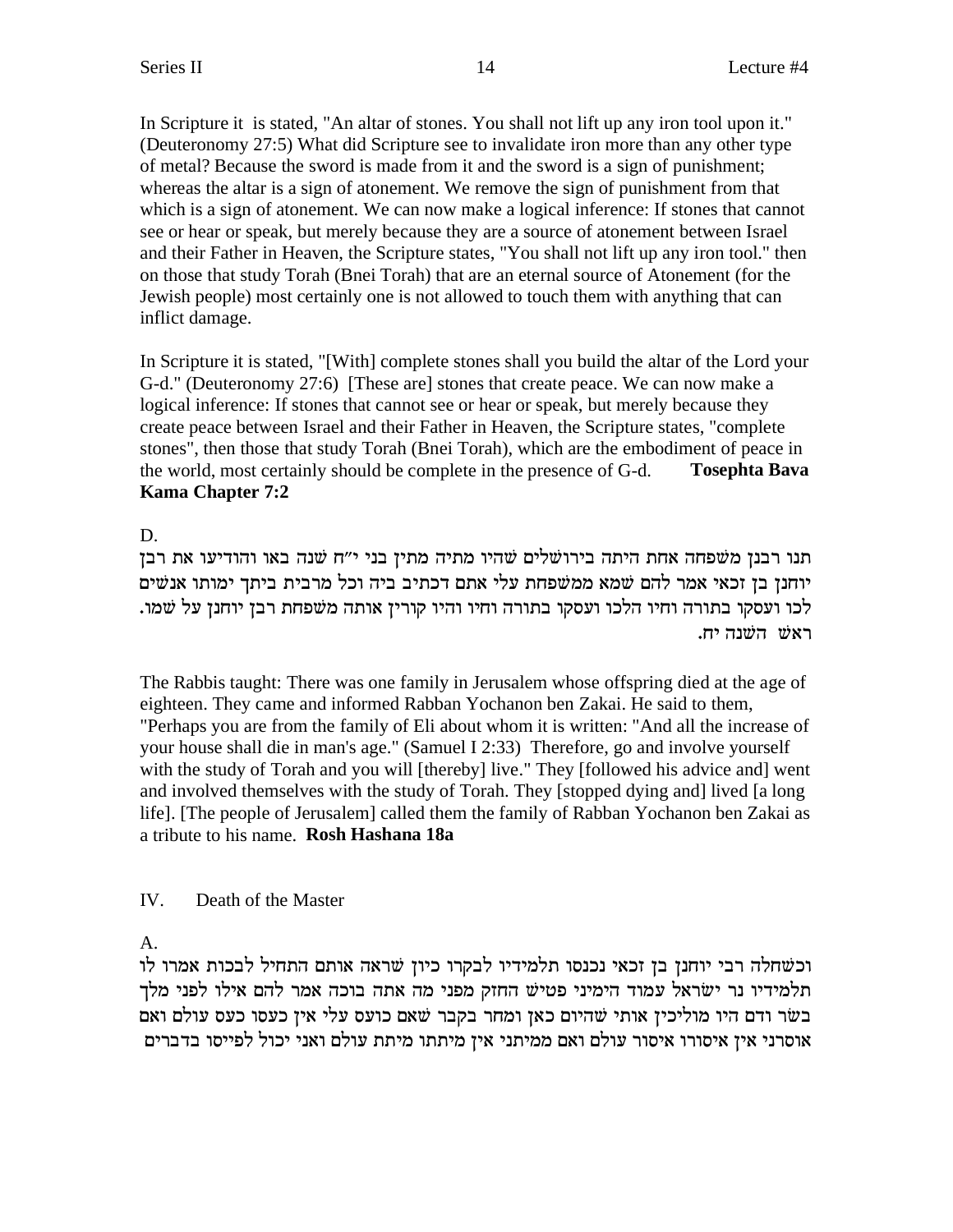In Scripture it is stated, "An altar of stones. You shall not lift up any iron tool upon it." (Deuteronomy 27:5) What did Scripture see to invalidate iron more than any other type of metal? Because the sword is made from it and the sword is a sign of punishment; whereas the altar is a sign of atonement. We remove the sign of punishment from that which is a sign of atonement. We can now make a logical inference: If stones that cannot see or hear or speak, but merely because they are a source of atonement between Israel and their Father in Heaven, the Scripture states, "You shall not lift up any iron tool." then on those that study Torah (Bnei Torah) that are an eternal source of Atonement (for the Jewish people) most certainly one is not allowed to touch them with anything that can inflict damage.

In Scripture it is stated, "[With] complete stones shall you build the altar of the Lord your G-d." (Deuteronomy 27:6) [These are] stones that create peace. We can now make a logical inference: If stones that cannot see or hear or speak, but merely because they create peace between Israel and their Father in Heaven, the Scripture states, "complete stones", then those that study Torah (Bnei Torah), which are the embodiment of peace in the world, most certainly should be complete in the presence of G-d. **Tosephta Bava Kama Chapter 7:2**

D.

תנו רבנן משפחה אחת היתה בירושלים שהיו מתיה מתין בני י"ח שנה באו והודיעו את רבן יוחנן בן זכאי אמר להם שמא ממשפחת עלי אתם דכתיב ביה וכל מרבית ביתך ימותו אנשים לכו ועסקו בתורה וחיו הלכו ועסקו בתורה וחיו והיו קורין אותה משפחת רבן יוחנן על שמו. ראש השנה יח.

The Rabbis taught: There was one family in Jerusalem whose offspring died at the age of eighteen. They came and informed Rabban Yochanon ben Zakai. He said to them, "Perhaps you are from the family of Eli about whom it is written: "And all the increase of your house shall die in man's age." (Samuel I 2:33) Therefore, go and involve yourself with the study of Torah and you will [thereby] live." They [followed his advice and] went and involved themselves with the study of Torah. They [stopped dying and] lived [a long life]. [The people of Jerusalem] called them the family of Rabban Yochanon ben Zakai as a tribute to his name. **Rosh Hashana 18a**

IV. Death of the Master

A.

וכשחלה רבי יוחנן בן זכאי נכנסו תלמידיו לבקרו כיון שראה אותם התחיל לבכות אמרו לו תלמידיו נר ישראל עמוד הימיני פטיש החזק מפני מה אתה בוכה אמר להם אילו לפני מלך בשר ודם היו מוליכין אותי שהיום כאן ומחר בקבר שאם כועס עלי אין כעסו כעס עולם ואם אוסרני אין איסורו איסור עולם ואם ממיתני אין מיתתו מיתת עולם ואני יכול לפייסו בדברים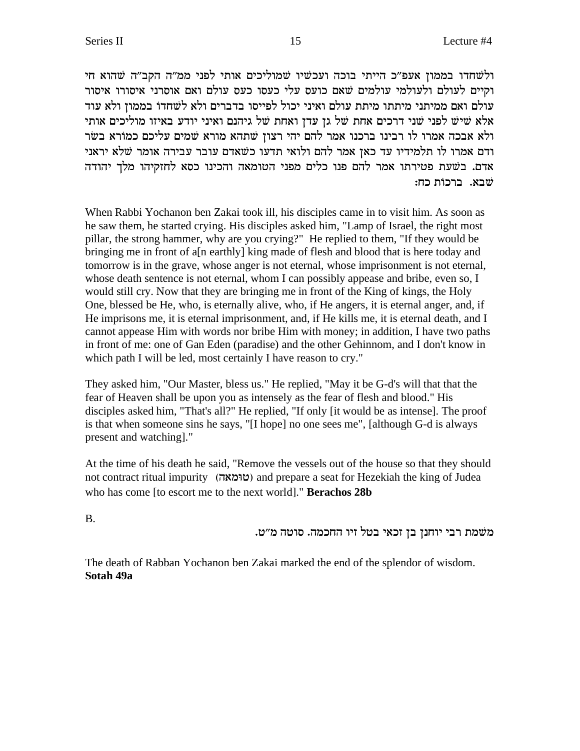ולשחדו בממון אעפ"כ הייתי בוכה ועכשיו שמוליכים אותי לפני ממ"ה הקב"ה שהוא חי וקיים לעולם ולעולמי עולמים שאם כועס עלי כעסו כעס עולם ואם אוסרני איסורו איסור עולם ואם ממיתני מיתתו מיתת עולם ואיני יכול לפייסו בדברים ולא לשחדו בממון ולא עוד אלא שיש לפני שני דרכים אחת של גן עדן ואחת של גיהנם ואיני יודע באיזו מוליכים אותי ולא אבכה אמרו לו רבינו ברכנו אמר להם יהי רצון שתהא מורא שמים עליכם כמורא בשר ודם אמרו לו תלמידיו עד כאן אמר להם ולואי תדעו כשאדם עובר עבירה אומר שלא יראני אדם. בשעת פטירתו אמר להם פנו כלים מפני הטומאה והכינו כסא לחזקיהו מלך יהודה שבא. ברכות כח:

When Rabbi Yochanon ben Zakai took ill, his disciples came in to visit him. As soon as he saw them, he started crying. His disciples asked him, "Lamp of Israel, the right most pillar, the strong hammer, why are you crying?" He replied to them, "If they would be bringing me in front of a[n earthly] king made of flesh and blood that is here today and tomorrow is in the grave, whose anger is not eternal, whose imprisonment is not eternal, whose death sentence is not eternal, whom I can possibly appease and bribe, even so, I would still cry. Now that they are bringing me in front of the King of kings, the Holy One, blessed be He, who, is eternally alive, who, if He angers, it is eternal anger, and, if He imprisons me, it is eternal imprisonment, and, if He kills me, it is eternal death, and I cannot appease Him with words nor bribe Him with money; in addition, I have two paths in front of me: one of Gan Eden (paradise) and the other Gehinnom, and I don't know in which path I will be led, most certainly I have reason to cry."

They asked him, "Our Master, bless us." He replied, "May it be G-d's will that that the fear of Heaven shall be upon you as intensely as the fear of flesh and blood." His disciples asked him, "That's all?" He replied, "If only [it would be as intense]. The proof is that when someone sins he says, "[I hope] no one sees me", [although G-d is always present and watching]."

At the time of his death he said, "Remove the vessels out of the house so that they should not contract ritual impurity (טומאה) and prepare a seat for Hezekiah the king of Judea who has come [to escort me to the next world]." **Berachos 28b**

B.

משמת רבי יוחנן בן זכאי בטל זיו החכמה. סוטה מ"ט.

The death of Rabban Yochanon ben Zakai marked the end of the splendor of wisdom. **Sotah 49a**